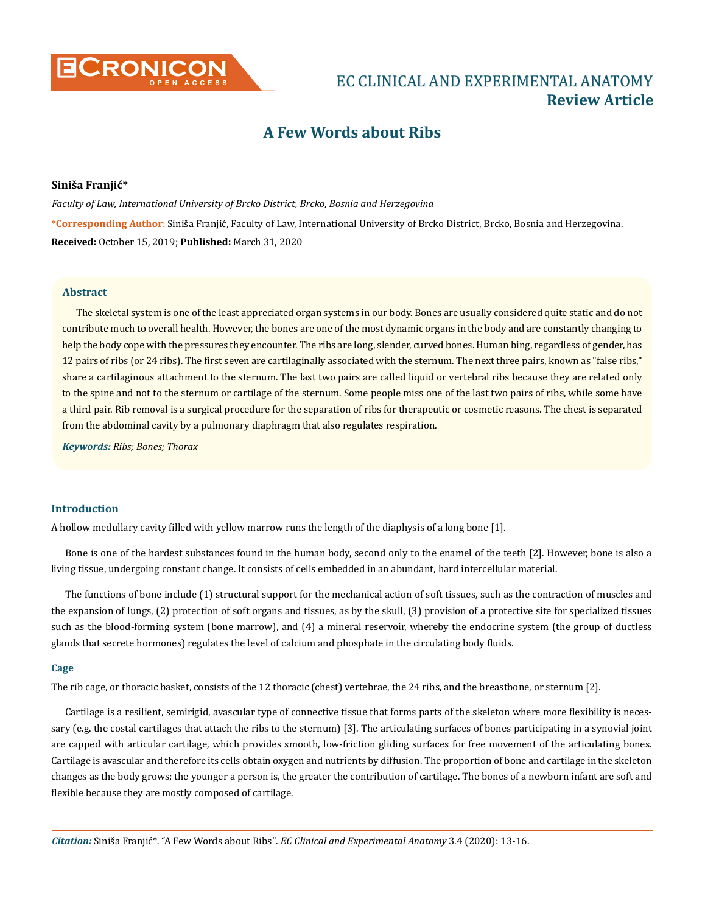# A Few Words about Ribs

**Siniša Franjić***

*Faculty of Law, International University of Brcko District, Brcko, Bosnia and Herzegovina*

***Corresponding Author**: Siniša Franjić, Faculty of Law, International University of Brcko District, Brcko, Bosnia and Herzegovina.

**Received:** October 15, 2019; **Published:** March 31, 2020

## Abstract

The skeletal system is one of the least appreciated organ systems in our body. Bones are usually considered quite static and do not contribute much to overall health. However, the bones are one of the most dynamic organs in the body and are constantly changing to help the body cope with the pressures they encounter. The ribs are long, slender, curved bones. Human bing, regardless of gender, has 12 pairs of ribs (or 24 ribs). The first seven are cartilaginally associated with the sternum. The next three pairs, known as "false ribs," share a cartilaginous attachment to the sternum. The last two pairs are called liquid or vertebral ribs because they are related only to the spine and not to the sternum or cartilage of the sternum. Some people miss one of the last two pairs of ribs, while some have a third pair. Rib removal is a surgical procedure for the separation of ribs for therapeutic or cosmetic reasons. The chest is separated from the abdominal cavity by a pulmonary diaphragm that also regulates respiration.

***Keywords:*** *Ribs; Bones; Thorax*

## Introduction

A hollow medullary cavity filled with yellow marrow runs the length of the diaphysis of a long bone [1].

Bone is one of the hardest substances found in the human body, second only to the enamel of the teeth [2]. However, bone is also a living tissue, undergoing constant change. It consists of cells embedded in an abundant, hard intercellular material.

The functions of bone include (1) structural support for the mechanical action of soft tissues, such as the contraction of muscles and the expansion of lungs, (2) protection of soft organs and tissues, as by the skull, (3) provision of a protective site for specialized tissues such as the blood-forming system (bone marrow), and (4) a mineral reservoir, whereby the endocrine system (the group of ductless glands that secrete hormones) regulates the level of calcium and phosphate in the circulating body fluids.

### Cage

The rib cage, or thoracic basket, consists of the 12 thoracic (chest) vertebrae, the 24 ribs, and the breastbone, or sternum [2].

Cartilage is a resilient, semirigid, avascular type of connective tissue that forms parts of the skeleton where more flexibility is necessary (e.g. the costal cartilages that attach the ribs to the sternum) [3]. The articulating surfaces of bones participating in a synovial joint are capped with articular cartilage, which provides smooth, low-friction gliding surfaces for free movement of the articulating bones. Cartilage is avascular and therefore its cells obtain oxygen and nutrients by diffusion. The proportion of bone and cartilage in the skeleton changes as the body grows; the younger a person is, the greater the contribution of cartilage. The bones of a newborn infant are soft and flexible because they are mostly composed of cartilage.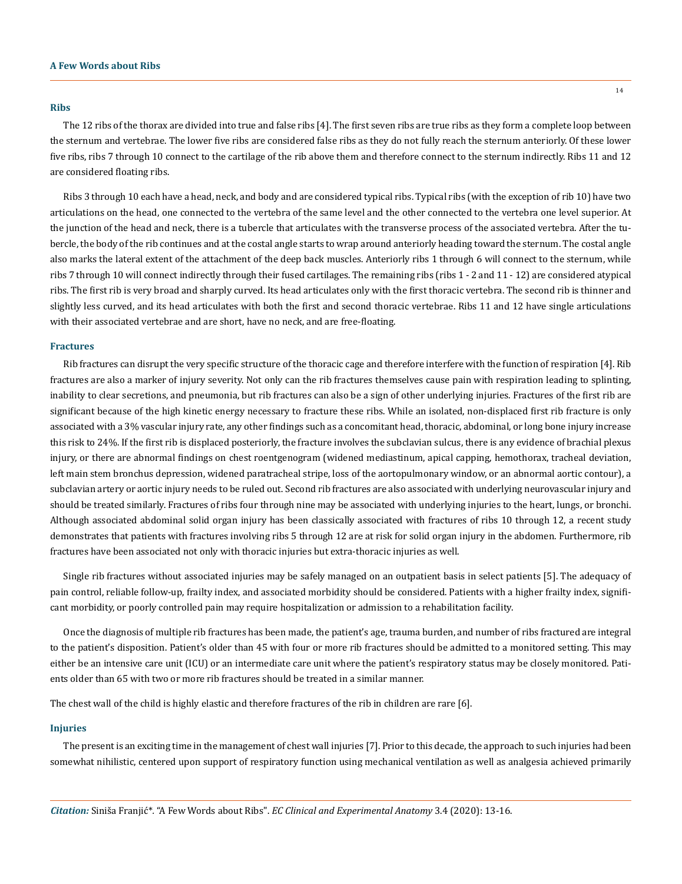## Ribs

The 12 ribs of the thorax are divided into true and false ribs [4]. The first seven ribs are true ribs as they form a complete loop between the sternum and vertebrae. The lower five ribs are considered false ribs as they do not fully reach the sternum anteriorly. Of these lower five ribs, ribs 7 through 10 connect to the cartilage of the rib above them and therefore connect to the sternum indirectly. Ribs 11 and 12 are considered floating ribs.

Ribs 3 through 10 each have a head, neck, and body and are considered typical ribs. Typical ribs (with the exception of rib 10) have two articulations on the head, one connected to the vertebra of the same level and the other connected to the vertebra one level superior. At the junction of the head and neck, there is a tubercle that articulates with the transverse process of the associated vertebra. After the tubercle, the body of the rib continues and at the costal angle starts to wrap around anteriorly heading toward the sternum. The costal angle also marks the lateral extent of the attachment of the deep back muscles. Anteriorly ribs 1 through 6 will connect to the sternum, while ribs 7 through 10 will connect indirectly through their fused cartilages. The remaining ribs (ribs 1 - 2 and 11 - 12) are considered atypical ribs. The first rib is very broad and sharply curved. Its head articulates only with the first thoracic vertebra. The second rib is thinner and slightly less curved, and its head articulates with both the first and second thoracic vertebrae. Ribs 11 and 12 have single articulations with their associated vertebrae and are short, have no neck, and are free-floating.

## Fractures

Rib fractures can disrupt the very specific structure of the thoracic cage and therefore interfere with the function of respiration [4]. Rib fractures are also a marker of injury severity. Not only can the rib fractures themselves cause pain with respiration leading to splinting, inability to clear secretions, and pneumonia, but rib fractures can also be a sign of other underlying injuries. Fractures of the first rib are significant because of the high kinetic energy necessary to fracture these ribs. While an isolated, non-displaced first rib fracture is only associated with a 3% vascular injury rate, any other findings such as a concomitant head, thoracic, abdominal, or long bone injury increase this risk to 24%. If the first rib is displaced posteriorly, the fracture involves the subclavian sulcus, there is any evidence of brachial plexus injury, or there are abnormal findings on chest roentgenogram (widened mediastinum, apical capping, hemothorax, tracheal deviation, left main stem bronchus depression, widened paratracheal stripe, loss of the aortopulmonary window, or an abnormal aortic contour), a subclavian artery or aortic injury needs to be ruled out. Second rib fractures are also associated with underlying neurovascular injury and should be treated similarly. Fractures of ribs four through nine may be associated with underlying injuries to the heart, lungs, or bronchi. Although associated abdominal solid organ injury has been classically associated with fractures of ribs 10 through 12, a recent study demonstrates that patients with fractures involving ribs 5 through 12 are at risk for solid organ injury in the abdomen. Furthermore, rib fractures have been associated not only with thoracic injuries but extra-thoracic injuries as well.

Single rib fractures without associated injuries may be safely managed on an outpatient basis in select patients [5]. The adequacy of pain control, reliable follow-up, frailty index, and associated morbidity should be considered. Patients with a higher frailty index, significant morbidity, or poorly controlled pain may require hospitalization or admission to a rehabilitation facility.

Once the diagnosis of multiple rib fractures has been made, the patient's age, trauma burden, and number of ribs fractured are integral to the patient's disposition. Patient's older than 45 with four or more rib fractures should be admitted to a monitored setting. This may either be an intensive care unit (ICU) or an intermediate care unit where the patient's respiratory status may be closely monitored. Patients older than 65 with two or more rib fractures should be treated in a similar manner.

The chest wall of the child is highly elastic and therefore fractures of the rib in children are rare [6].

## Injuries

The present is an exciting time in the management of chest wall injuries [7]. Prior to this decade, the approach to such injuries had been somewhat nihilistic, centered upon support of respiratory function using mechanical ventilation as well as analgesia achieved primarily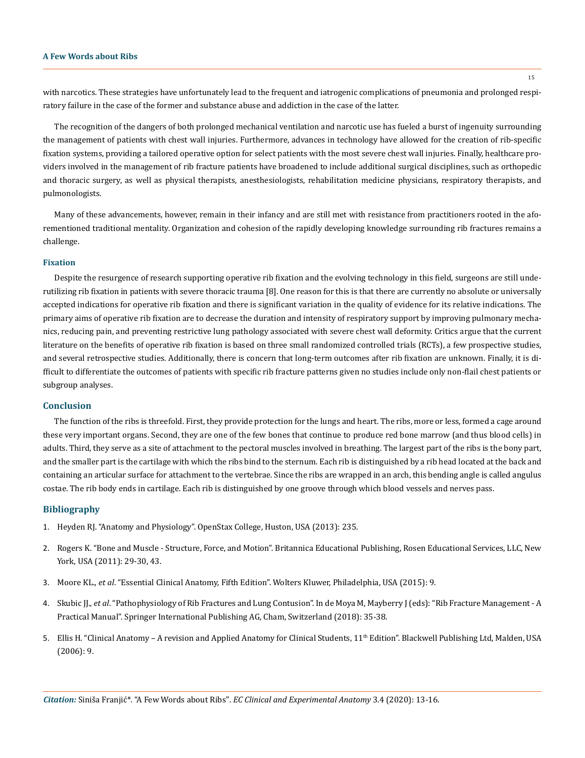with narcotics. These strategies have unfortunately lead to the frequent and iatrogenic complications of pneumonia and prolonged respiratory failure in the case of the former and substance abuse and addiction in the case of the latter.

The recognition of the dangers of both prolonged mechanical ventilation and narcotic use has fueled a burst of ingenuity surrounding the management of patients with chest wall injuries. Furthermore, advances in technology have allowed for the creation of rib-specific fixation systems, providing a tailored operative option for select patients with the most severe chest wall injuries. Finally, healthcare providers involved in the management of rib fracture patients have broadened to include additional surgical disciplines, such as orthopedic and thoracic surgery, as well as physical therapists, anesthesiologists, rehabilitation medicine physicians, respiratory therapists, and pulmonologists.

Many of these advancements, however, remain in their infancy and are still met with resistance from practitioners rooted in the aforementioned traditional mentality. Organization and cohesion of the rapidly developing knowledge surrounding rib fractures remains a challenge.

### Fixation

Despite the resurgence of research supporting operative rib fixation and the evolving technology in this field, surgeons are still underutilizing rib fixation in patients with severe thoracic trauma [8]. One reason for this is that there are currently no absolute or universally accepted indications for operative rib fixation and there is significant variation in the quality of evidence for its relative indications. The primary aims of operative rib fixation are to decrease the duration and intensity of respiratory support by improving pulmonary mechanics, reducing pain, and preventing restrictive lung pathology associated with severe chest wall deformity. Critics argue that the current literature on the benefits of operative rib fixation is based on three small randomized controlled trials (RCTs), a few prospective studies, and several retrospective studies. Additionally, there is concern that long-term outcomes after rib fixation are unknown. Finally, it is difficult to differentiate the outcomes of patients with specific rib fracture patterns given no studies include only non-flail chest patients or subgroup analyses.

## Conclusion

The function of the ribs is threefold. First, they provide protection for the lungs and heart. The ribs, more or less, formed a cage around these very important organs. Second, they are one of the few bones that continue to produce red bone marrow (and thus blood cells) in adults. Third, they serve as a site of attachment to the pectoral muscles involved in breathing. The largest part of the ribs is the bony part, and the smaller part is the cartilage with which the ribs bind to the sternum. Each rib is distinguished by a rib head located at the back and containing an articular surface for attachment to the vertebrae. Since the ribs are wrapped in an arch, this bending angle is called angulus costae. The rib body ends in cartilage. Each rib is distinguished by one groove through which blood vessels and nerves pass.

## Bibliography

1. Heyden RJ. "Anatomy and Physiology". OpenStax College, Huston, USA (2013): 235.
2. Rogers K. "Bone and Muscle - Structure, Force, and Motion". Britannica Educational Publishing, Rosen Educational Services, LLC, New York, USA (2011): 29-30, 43.
3. Moore KL., *et al*. "Essential Clinical Anatomy, Fifth Edition". Wolters Kluwer, Philadelphia, USA (2015): 9.
4. Skubic JJ., *et al*. "Pathophysiology of Rib Fractures and Lung Contusion". In de Moya M, Mayberry J (eds): "Rib Fracture Management - A Practical Manual". Springer International Publishing AG, Cham, Switzerland (2018): 35-38.
5. Ellis H. "Clinical Anatomy – A revision and Applied Anatomy for Clinical Students, 11th Edition". Blackwell Publishing Ltd, Malden, USA (2006): 9.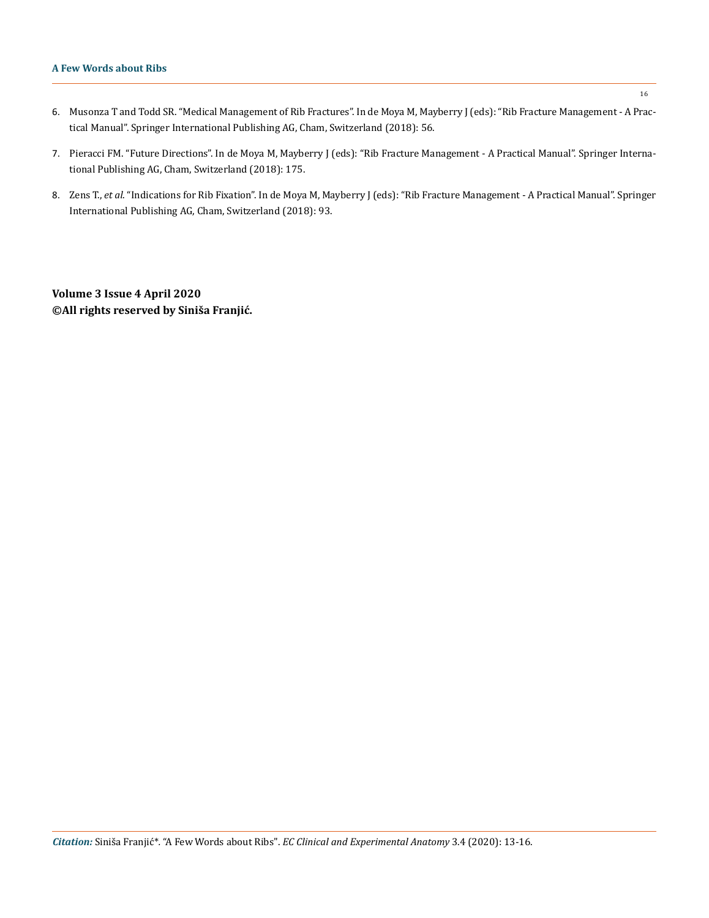6. Musonza T and Todd SR. "Medical Management of Rib Fractures". In de Moya M, Mayberry J (eds): "Rib Fracture Management - A Practical Manual". Springer International Publishing AG, Cham, Switzerland (2018): 56.

7. Pieracci FM. "Future Directions". In de Moya M, Mayberry J (eds): "Rib Fracture Management - A Practical Manual". Springer International Publishing AG, Cham, Switzerland (2018): 175.

8. Zens T., *et al*. "Indications for Rib Fixation". In de Moya M, Mayberry J (eds): "Rib Fracture Management - A Practical Manual". Springer International Publishing AG, Cham, Switzerland (2018): 93.

**Volume 3 Issue 4 April 2020**
**©All rights reserved by Siniša Franjić.**